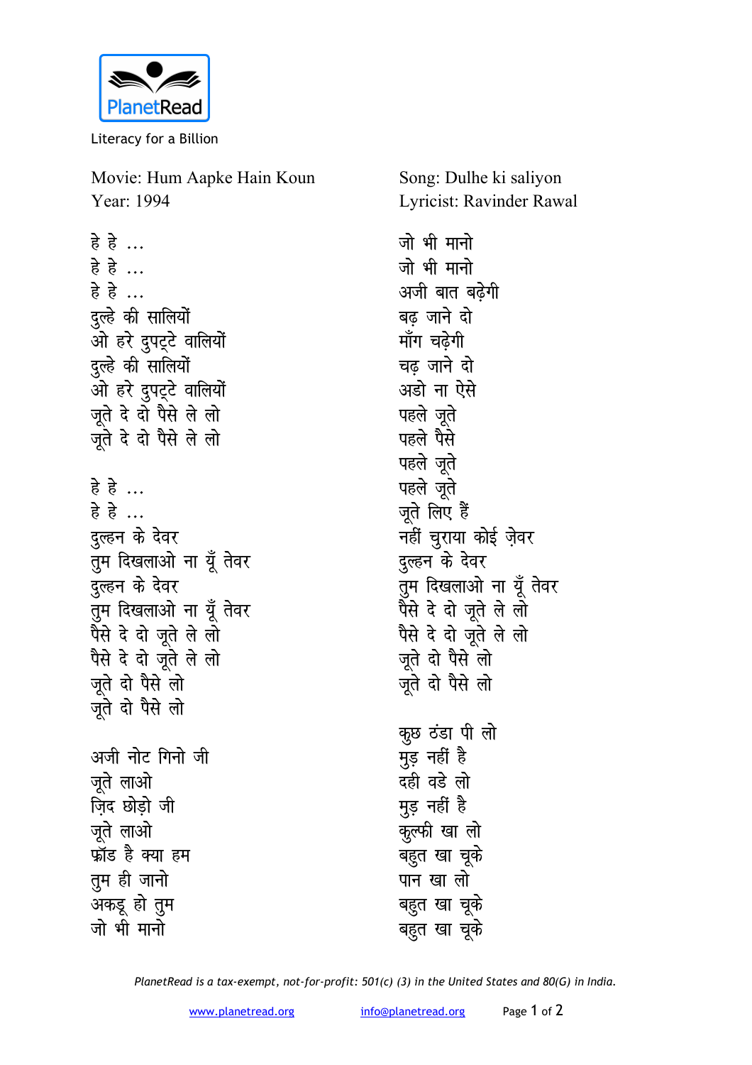PlanetRead

Literacy for a Billion

Movie: Hum Aapke Hain Koun
Year: 1994

Song: Dulhe ki saliyon
Lyricist: Ravinder Rawal

हे हे ...
हे हे ...
हे हे ...
दुल्हे की सालियों
ओ हरे दुपट्टे वालियों
दुल्हे की सालियों
ओ हरे दुपट्टे वालियों
जूते दे दो पैसे ले लो
जूते दे दो पैसे ले लो

हे हे ...
हे हे ...
दुल्हन के देवर
तुम दिखलाओ ना यूँ तेवर
दुल्हन के देवर
तुम दिखलाओ ना यूँ तेवर
पैसे दे दो जूते ले लो
पैसे दे दो जूते ले लो
जूते दो पैसे लो
जूते दो पैसे लो

अजी नोट गिनो जी
जूते लाओ
ज़िद छोड़ो जी
जूते लाओ
फ्रॉड है क्या हम
तुम ही जानो
अकड़ू हो तुम
जो भी मानो

जो भी मानो
जो भी मानो
अजी बात बढ़ेगी
बढ़ जाने दो
माँग चढ़ेगी
चढ़ जाने दो
अडो ना ऐसे
पहले जूते
पहले पैसे
पहले जूते
पहले जूते
जूते लिए हैं
नहीं चुराया कोई ज़ेवर
दुल्हन के देवर
तुम दिखलाओ ना यूँ तेवर
पैसे दे दो जूते ले लो
पैसे दे दो जूते ले लो
जूते दो पैसे लो
जूते दो पैसे लो

कुछ ठंडा पी लो
मुड़ नहीं है
दही वडे लो
मुड़ नहीं है
कुल्फी खा लो
बहुत खा चूके
पान खा लो
बहुत खा चूके
बहुत खा चूके

*PlanetRead is a tax-exempt, not-for-profit: 501(c) (3) in the United States and 80(G) in India.*

www.planetread.org info@planetread.org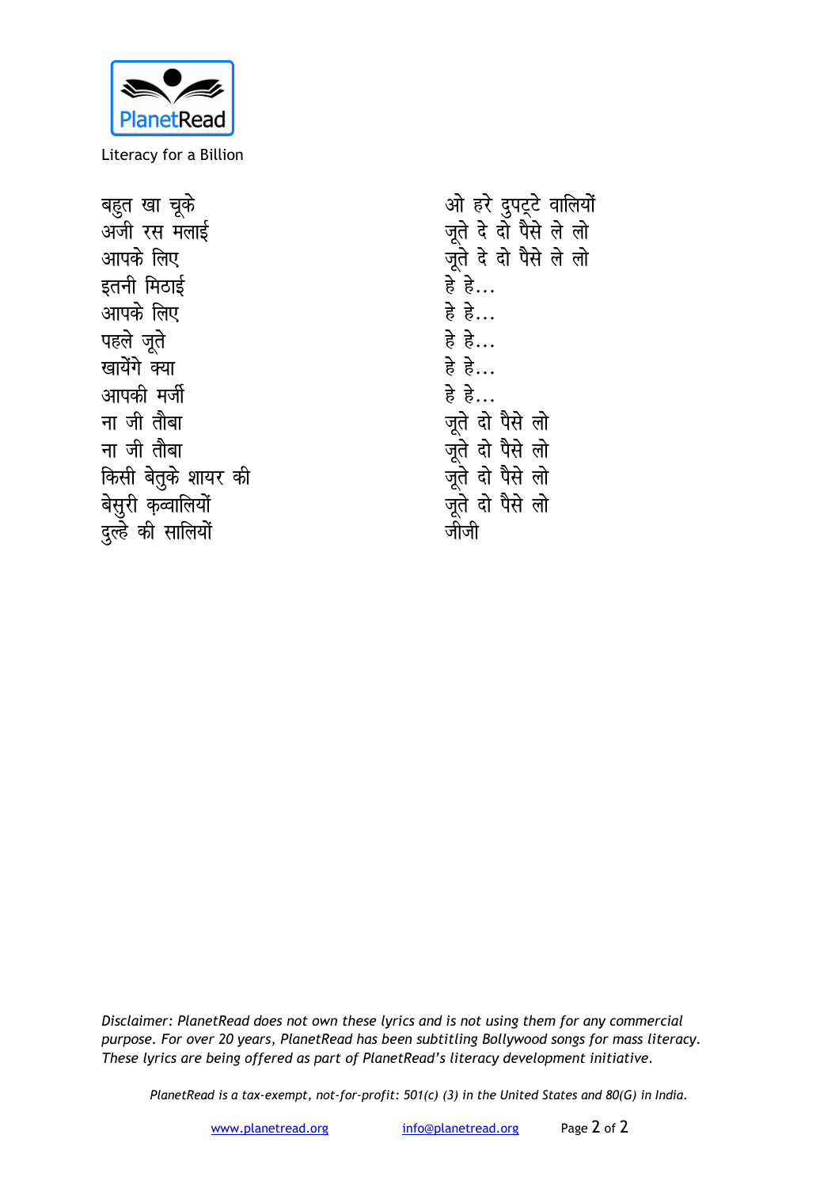बहुत खा चूके
अजी रस मलाई
आपके लिए
इतनी मिठाई
आपके लिए
पहले जूते
खायेंगे क्या
आपकी मर्जी
ना जी तौबा
ना जी तौबा
किसी बेतुके शायर की
बेसुरी क़व्वालियों
दुल्हे की सालियों

ओ हरे दुपट्टे वालियों
जूते दे दो पैसे ले लो
जूते दे दो पैसे ले लो
हे हे...
हे हे...
हे हे...
हे हे...
हे हे...
जूते दो पैसे लो
जूते दो पैसे लो
जूते दो पैसे लो
जूते दो पैसे लो
जीजी

*Disclaimer: PlanetRead does not own these lyrics and is not using them for any commercial purpose. For over 20 years, PlanetRead has been subtitling Bollywood songs for mass literacy. These lyrics are being offered as part of PlanetRead's literacy development initiative.*

*PlanetRead is a tax-exempt, not-for-profit: 501(c) (3) in the United States and 80(G) in India.*

www.planetread.org info@planetread.org